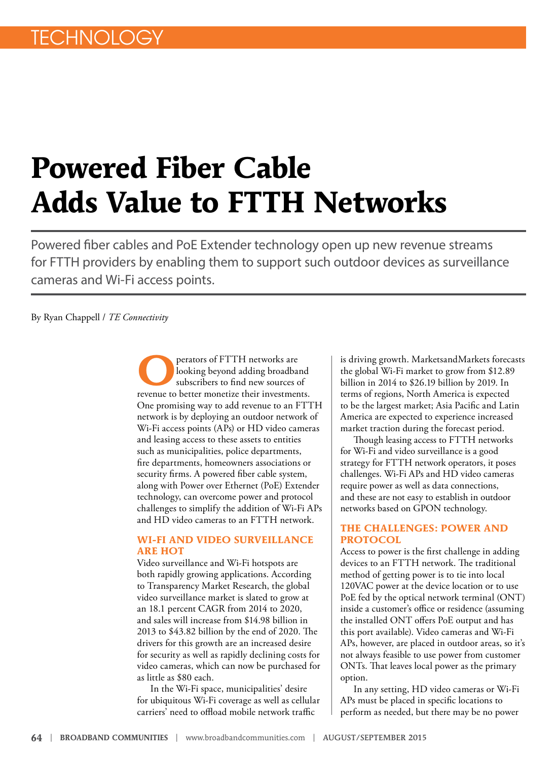TECHNOLOGY

# Powered Fiber Cable Adds Value to FTTH Networks

Powered fiber cables and PoE Extender technology open up new revenue streams for FTTH providers by enabling them to support such outdoor devices as surveillance cameras and Wi-Fi access points.

By Ryan Chappell / *TE Connectivity*

Operators of FTTH networks are looking beyond adding broadband subscribers to find new sources of revenue to better monetize their investments. One promising way to add revenue to an FTTH network is by deploying an outdoor network of Wi-Fi access points (APs) or HD video cameras and leasing access to these assets to entities such as municipalities, police departments, fire departments, homeowners associations or security firms. A powered fiber cable system, along with Power over Ethernet (PoE) Extender technology, can overcome power and protocol challenges to simplify the addition of Wi-Fi APs and HD video cameras to an FTTH network.

## WI-FI AND VIDEO SURVEILLANCE ARE HOT

Video surveillance and Wi-Fi hotspots are both rapidly growing applications. According to Transparency Market Research, the global video surveillance market is slated to grow at an 18.1 percent CAGR from 2014 to 2020, and sales will increase from $14.98 billion in 2013 to $43.82 billion by the end of 2020. The drivers for this growth are an increased desire for security as well as rapidly declining costs for video cameras, which can now be purchased for as little as $80 each.

In the Wi-Fi space, municipalities' desire for ubiquitous Wi-Fi coverage as well as cellular carriers' need to offload mobile network traffic is driving growth. MarketsandMarkets forecasts the global Wi-Fi market to grow from $12.89 billion in 2014 to $26.19 billion by 2019. In terms of regions, North America is expected to be the largest market; Asia Pacific and Latin America are expected to experience increased market traction during the forecast period.

Though leasing access to FTTH networks for Wi-Fi and video surveillance is a good strategy for FTTH network operators, it poses challenges. Wi-Fi APs and HD video cameras require power as well as data connections, and these are not easy to establish in outdoor networks based on GPON technology.

## THE CHALLENGES: POWER AND PROTOCOL

Access to power is the first challenge in adding devices to an FTTH network. The traditional method of getting power is to tie into local 120VAC power at the device location or to use PoE fed by the optical network terminal (ONT) inside a customer's office or residence (assuming the installed ONT offers PoE output and has this port available). Video cameras and Wi-Fi APs, however, are placed in outdoor areas, so it's not always feasible to use power from customer ONTs. That leaves local power as the primary option.

In any setting, HD video cameras or Wi-Fi APs must be placed in specific locations to perform as needed, but there may be no power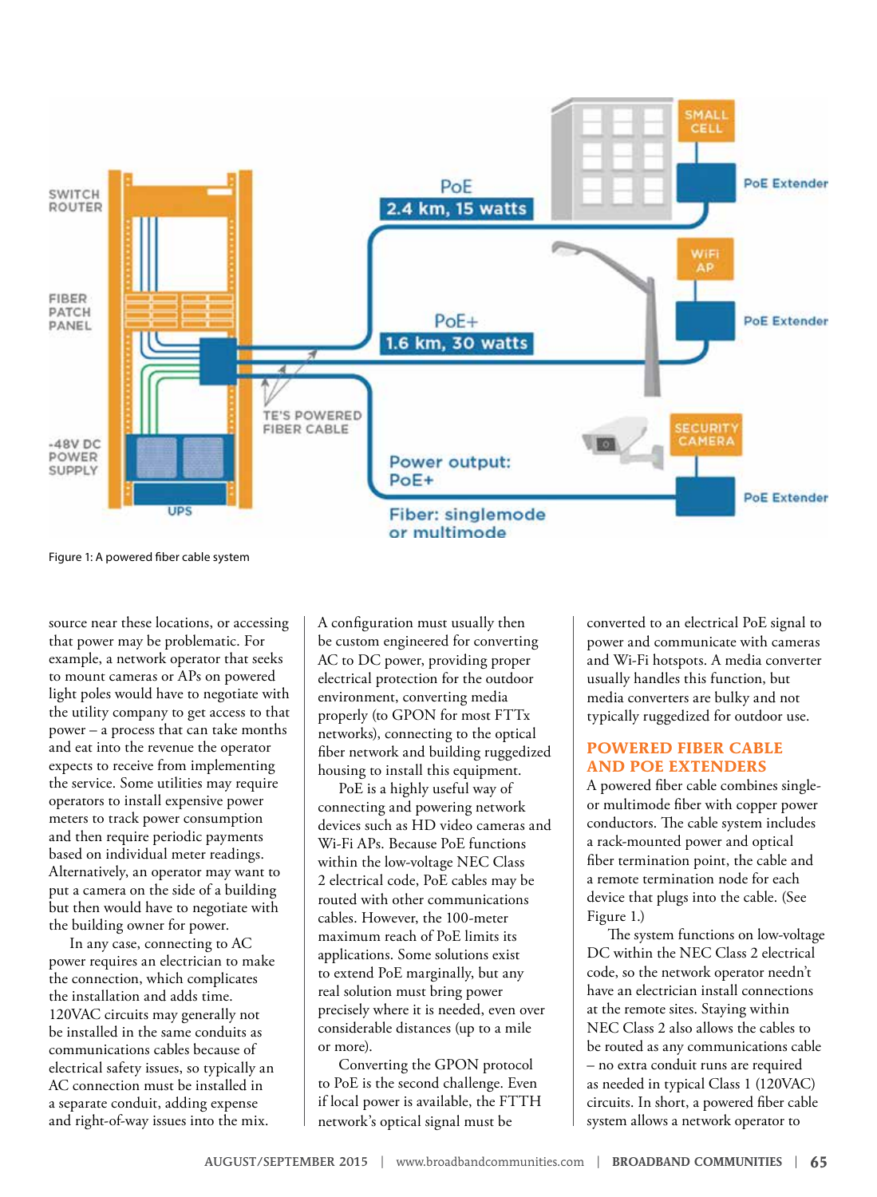Figure 1: A powered fiber cable system

source near these locations, or accessing that power may be problematic. For example, a network operator that seeks to mount cameras or APs on powered light poles would have to negotiate with the utility company to get access to that power – a process that can take months and eat into the revenue the operator expects to receive from implementing the service. Some utilities may require operators to install expensive power meters to track power consumption and then require periodic payments based on individual meter readings. Alternatively, an operator may want to put a camera on the side of a building but then would have to negotiate with the building owner for power.

In any case, connecting to AC power requires an electrician to make the connection, which complicates the installation and adds time. 120VAC circuits may generally not be installed in the same conduits as communications cables because of electrical safety issues, so typically an AC connection must be installed in a separate conduit, adding expense and right-of-way issues into the mix. A configuration must usually then be custom engineered for converting AC to DC power, providing proper electrical protection for the outdoor environment, converting media properly (to GPON for most FTTx networks), connecting to the optical fiber network and building ruggedized housing to install this equipment.

PoE is a highly useful way of connecting and powering network devices such as HD video cameras and Wi-Fi APs. Because PoE functions within the low-voltage NEC Class 2 electrical code, PoE cables may be routed with other communications cables. However, the 100-meter maximum reach of PoE limits its applications. Some solutions exist to extend PoE marginally, but any real solution must bring power precisely where it is needed, even over considerable distances (up to a mile or more).

Converting the GPON protocol to PoE is the second challenge. Even if local power is available, the FTTH network's optical signal must be converted to an electrical PoE signal to power and communicate with cameras and Wi-Fi hotspots. A media converter usually handles this function, but media converters are bulky and not typically ruggedized for outdoor use.

## POWERED FIBER CABLE AND POE EXTENDERS

A powered fiber cable combines single- or multimode fiber with copper power conductors. The cable system includes a rack-mounted power and optical fiber termination point, the cable and a remote termination node for each device that plugs into the cable. (See Figure 1.)

The system functions on low-voltage DC within the NEC Class 2 electrical code, so the network operator needn't have an electrician install connections at the remote sites. Staying within NEC Class 2 also allows the cables to be routed as any communications cable – no extra conduit runs are required as needed in typical Class 1 (120VAC) circuits. In short, a powered fiber cable system allows a network operator to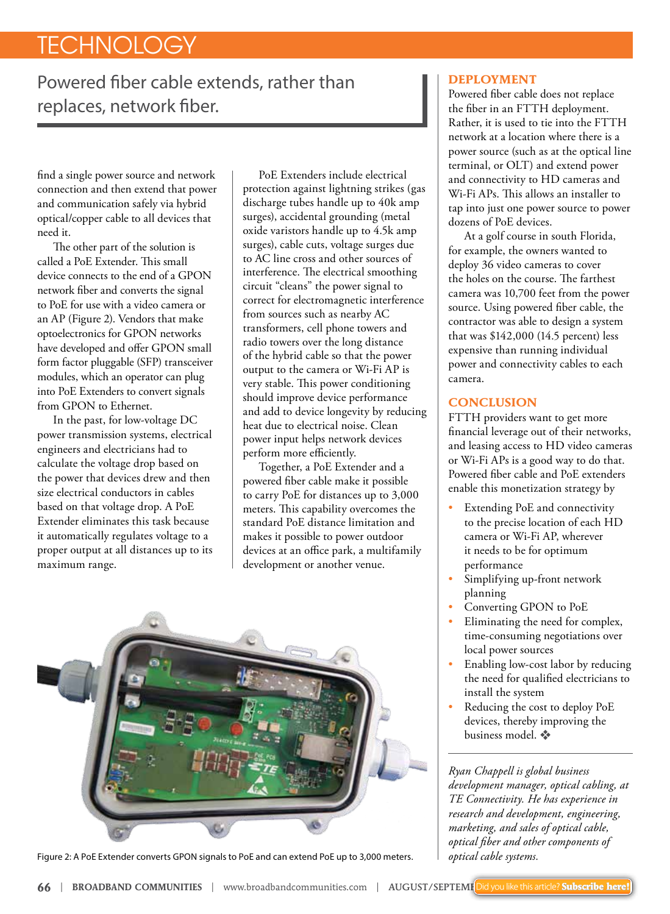Powered fiber cable extends, rather than replaces, network fiber.

find a single power source and network connection and then extend that power and communication safely via hybrid optical/copper cable to all devices that need it.

The other part of the solution is called a PoE Extender. This small device connects to the end of a GPON network fiber and converts the signal to PoE for use with a video camera or an AP (Figure 2). Vendors that make optoelectronics for GPON networks have developed and offer GPON small form factor pluggable (SFP) transceiver modules, which an operator can plug into PoE Extenders to convert signals from GPON to Ethernet.

In the past, for low-voltage DC power transmission systems, electrical engineers and electricians had to calculate the voltage drop based on the power that devices drew and then size electrical conductors in cables based on that voltage drop. A PoE Extender eliminates this task because it automatically regulates voltage to a proper output at all distances up to its maximum range.

PoE Extenders include electrical protection against lightning strikes (gas discharge tubes handle up to 40k amp surges), accidental grounding (metal oxide varistors handle up to 4.5k amp surges), cable cuts, voltage surges due to AC line cross and other sources of interference. The electrical smoothing circuit "cleans" the power signal to correct for electromagnetic interference from sources such as nearby AC transformers, cell phone towers and radio towers over the long distance of the hybrid cable so that the power output to the camera or Wi-Fi AP is very stable. This power conditioning should improve device performance and add to device longevity by reducing heat due to electrical noise. Clean power input helps network devices perform more efficiently.

Together, a PoE Extender and a powered fiber cable make it possible to carry PoE for distances up to 3,000 meters. This capability overcomes the standard PoE distance limitation and makes it possible to power outdoor devices at an office park, a multifamily development or another venue.

Figure 2: A PoE Extender converts GPON signals to PoE and can extend PoE up to 3,000 meters.

## DEPLOYMENT

Powered fiber cable does not replace the fiber in an FTTH deployment. Rather, it is used to tie into the FTTH network at a location where there is a power source (such as at the optical line terminal, or OLT) and extend power and connectivity to HD cameras and Wi-Fi APs. This allows an installer to tap into just one power source to power dozens of PoE devices.

At a golf course in south Florida, for example, the owners wanted to deploy 36 video cameras to cover the holes on the course. The farthest camera was 10,700 feet from the power source. Using powered fiber cable, the contractor was able to design a system that was $142,000 (14.5 percent) less expensive than running individual power and connectivity cables to each camera.

## CONCLUSION

FTTH providers want to get more financial leverage out of their networks, and leasing access to HD video cameras or Wi-Fi APs is a good way to do that. Powered fiber cable and PoE extenders enable this monetization strategy by

- Extending PoE and connectivity to the precise location of each HD camera or Wi-Fi AP, wherever it needs to be for optimum performance
- Simplifying up-front network planning
- Converting GPON to PoE
- Eliminating the need for complex, time-consuming negotiations over local power sources
- Enabling low-cost labor by reducing the need for qualified electricians to install the system
- Reducing the cost to deploy PoE devices, thereby improving the business model. ❖

*Ryan Chappell is global business development manager, optical cabling, at TE Connectivity. He has experience in research and development, engineering, marketing, and sales of optical cable, optical fiber and other components of optical cable systems.*